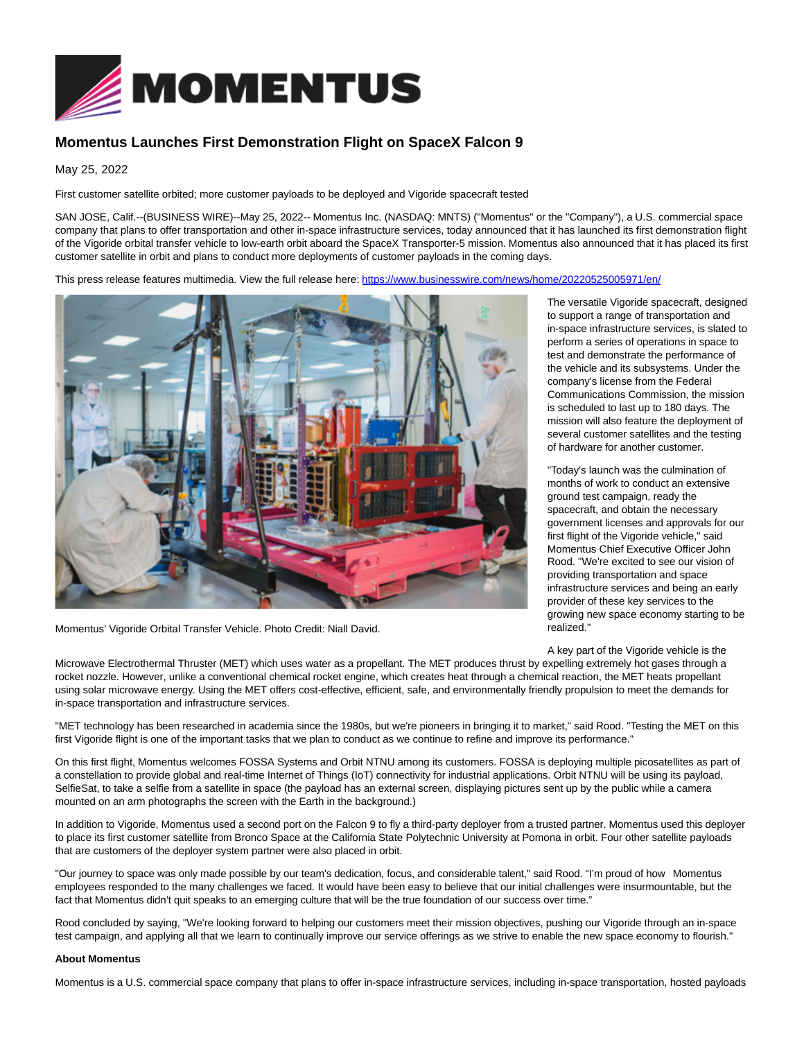# Momentus Launches First Demonstration Flight on SpaceX Falcon 9

May 25, 2022

First customer satellite orbited; more customer payloads to be deployed and Vigoride spacecraft tested

SAN JOSE, Calif.--(BUSINESS WIRE)--May 25, 2022-- Momentus Inc. (NASDAQ: MNTS) ("Momentus" or the "Company"), a U.S. commercial space company that plans to offer transportation and other in-space infrastructure services, today announced that it has launched its first demonstration flight of the Vigoride orbital transfer vehicle to low-earth orbit aboard the SpaceX Transporter-5 mission. Momentus also announced that it has placed its first customer satellite in orbit and plans to conduct more deployments of customer payloads in the coming days.

This press release features multimedia. View the full release here: https://www.businesswire.com/news/home/20220525005971/en/

Momentus' Vigoride Orbital Transfer Vehicle. Photo Credit: Niall David.

The versatile Vigoride spacecraft, designed to support a range of transportation and in-space infrastructure services, is slated to perform a series of operations in space to test and demonstrate the performance of the vehicle and its subsystems. Under the company's license from the Federal Communications Commission, the mission is scheduled to last up to 180 days. The mission will also feature the deployment of several customer satellites and the testing of hardware for another customer.

"Today's launch was the culmination of months of work to conduct an extensive ground test campaign, ready the spacecraft, and obtain the necessary government licenses and approvals for our first flight of the Vigoride vehicle," said Momentus Chief Executive Officer John Rood. "We're excited to see our vision of providing transportation and space infrastructure services and being an early provider of these key services to the growing new space economy starting to be realized."

A key part of the Vigoride vehicle is the Microwave Electrothermal Thruster (MET) which uses water as a propellant. The MET produces thrust by expelling extremely hot gases through a rocket nozzle. However, unlike a conventional chemical rocket engine, which creates heat through a chemical reaction, the MET heats propellant using solar microwave energy. Using the MET offers cost-effective, efficient, safe, and environmentally friendly propulsion to meet the demands for in-space transportation and infrastructure services.

"MET technology has been researched in academia since the 1980s, but we're pioneers in bringing it to market," said Rood. "Testing the MET on this first Vigoride flight is one of the important tasks that we plan to conduct as we continue to refine and improve its performance."

On this first flight, Momentus welcomes FOSSA Systems and Orbit NTNU among its customers. FOSSA is deploying multiple picosatellites as part of a constellation to provide global and real-time Internet of Things (IoT) connectivity for industrial applications. Orbit NTNU will be using its payload, SelfieSat, to take a selfie from a satellite in space (the payload has an external screen, displaying pictures sent up by the public while a camera mounted on an arm photographs the screen with the Earth in the background.)

In addition to Vigoride, Momentus used a second port on the Falcon 9 to fly a third-party deployer from a trusted partner. Momentus used this deployer to place its first customer satellite from Bronco Space at the California State Polytechnic University at Pomona in orbit. Four other satellite payloads that are customers of the deployer system partner were also placed in orbit.

"Our journey to space was only made possible by our team's dedication, focus, and considerable talent," said Rood. "I'm proud of how Momentus employees responded to the many challenges we faced. It would have been easy to believe that our initial challenges were insurmountable, but the fact that Momentus didn't quit speaks to an emerging culture that will be the true foundation of our success over time."

Rood concluded by saying, "We're looking forward to helping our customers meet their mission objectives, pushing our Vigoride through an in-space test campaign, and applying all that we learn to continually improve our service offerings as we strive to enable the new space economy to flourish."

**About Momentus**

Momentus is a U.S. commercial space company that plans to offer in-space infrastructure services, including in-space transportation, hosted payloads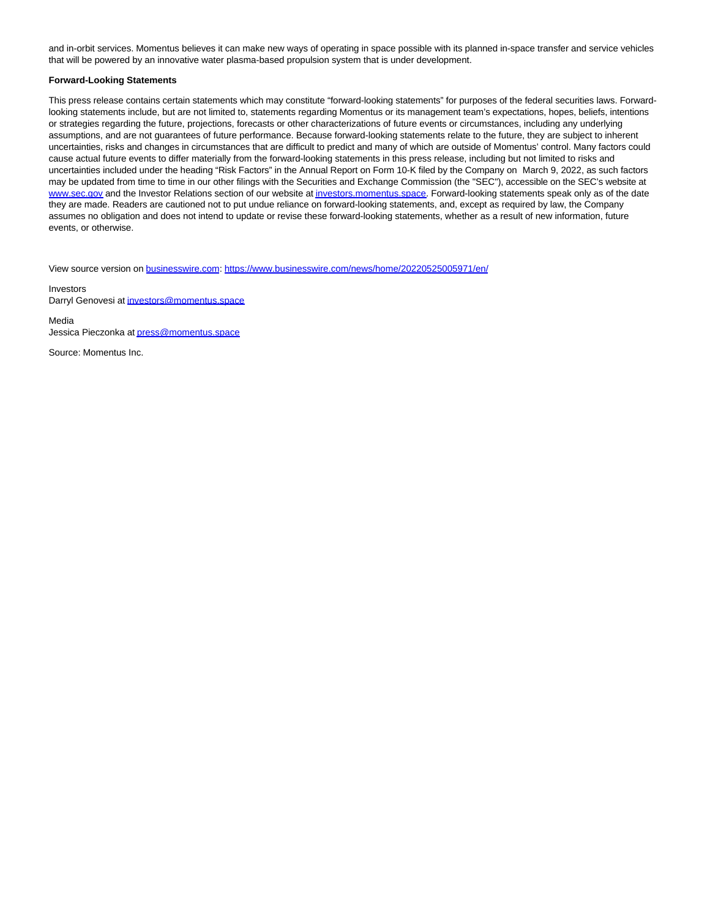and in-orbit services. Momentus believes it can make new ways of operating in space possible with its planned in-space transfer and service vehicles that will be powered by an innovative water plasma-based propulsion system that is under development.

**Forward-Looking Statements**

This press release contains certain statements which may constitute "forward-looking statements" for purposes of the federal securities laws. Forward-looking statements include, but are not limited to, statements regarding Momentus or its management team's expectations, hopes, beliefs, intentions or strategies regarding the future, projections, forecasts or other characterizations of future events or circumstances, including any underlying assumptions, and are not guarantees of future performance. Because forward-looking statements relate to the future, they are subject to inherent uncertainties, risks and changes in circumstances that are difficult to predict and many of which are outside of Momentus' control. Many factors could cause actual future events to differ materially from the forward-looking statements in this press release, including but not limited to risks and uncertainties included under the heading "Risk Factors" in the Annual Report on Form 10-K filed by the Company on March 9, 2022, as such factors may be updated from time to time in our other filings with the Securities and Exchange Commission (the "SEC"), accessible on the SEC's website at www.sec.gov and the Investor Relations section of our website at investors.momentus.space. Forward-looking statements speak only as of the date they are made. Readers are cautioned not to put undue reliance on forward-looking statements, and, except as required by law, the Company assumes no obligation and does not intend to update or revise these forward-looking statements, whether as a result of new information, future events, or otherwise.

View source version on businesswire.com: https://www.businesswire.com/news/home/20220525005971/en/

Investors
Darryl Genovesi at investors@momentus.space

Media
Jessica Pieczonka at press@momentus.space

Source: Momentus Inc.